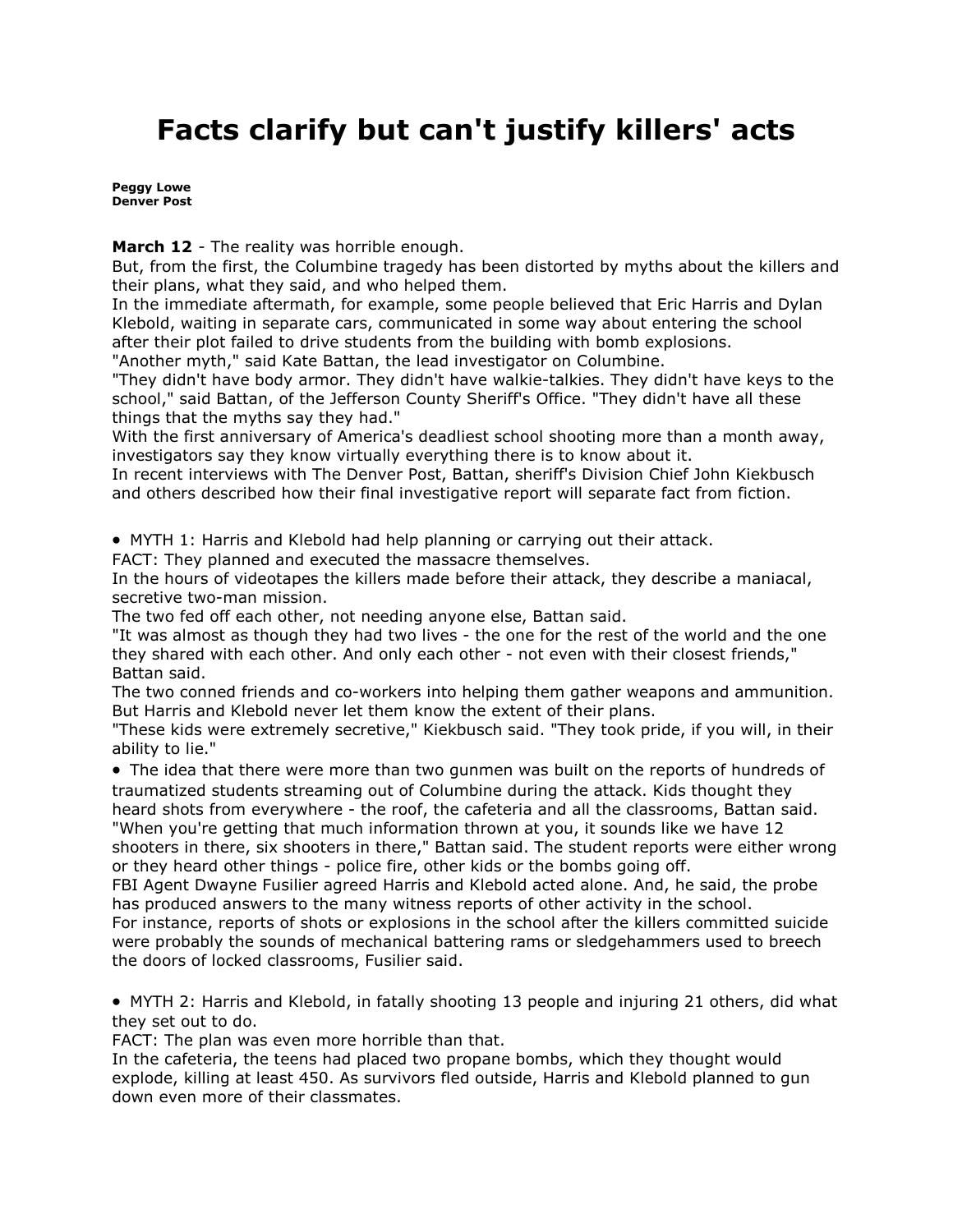# Facts clarify but can't justify killers' acts

**Peggy Lowe**
**Denver Post**

**March 12** - The reality was horrible enough.

But, from the first, the Columbine tragedy has been distorted by myths about the killers and their plans, what they said, and who helped them.

In the immediate aftermath, for example, some people believed that Eric Harris and Dylan Klebold, waiting in separate cars, communicated in some way about entering the school after their plot failed to drive students from the building with bomb explosions.

"Another myth," said Kate Battan, the lead investigator on Columbine.

"They didn't have body armor. They didn't have walkie-talkies. They didn't have keys to the school," said Battan, of the Jefferson County Sheriff's Office. "They didn't have all these things that the myths say they had."

With the first anniversary of America's deadliest school shooting more than a month away, investigators say they know virtually everything there is to know about it.

In recent interviews with The Denver Post, Battan, sheriff's Division Chief John Kiekbusch and others described how their final investigative report will separate fact from fiction.

• MYTH 1: Harris and Klebold had help planning or carrying out their attack.

FACT: They planned and executed the massacre themselves.

In the hours of videotapes the killers made before their attack, they describe a maniacal, secretive two-man mission.

The two fed off each other, not needing anyone else, Battan said.

"It was almost as though they had two lives - the one for the rest of the world and the one they shared with each other. And only each other - not even with their closest friends," Battan said.

The two conned friends and co-workers into helping them gather weapons and ammunition. But Harris and Klebold never let them know the extent of their plans.

"These kids were extremely secretive," Kiekbusch said. "They took pride, if you will, in their ability to lie."

• The idea that there were more than two gunmen was built on the reports of hundreds of traumatized students streaming out of Columbine during the attack. Kids thought they heard shots from everywhere - the roof, the cafeteria and all the classrooms, Battan said. "When you're getting that much information thrown at you, it sounds like we have 12 shooters in there, six shooters in there," Battan said. The student reports were either wrong or they heard other things - police fire, other kids or the bombs going off.

FBI Agent Dwayne Fusilier agreed Harris and Klebold acted alone. And, he said, the probe has produced answers to the many witness reports of other activity in the school.

For instance, reports of shots or explosions in the school after the killers committed suicide were probably the sounds of mechanical battering rams or sledgehammers used to breech the doors of locked classrooms, Fusilier said.

• MYTH 2: Harris and Klebold, in fatally shooting 13 people and injuring 21 others, did what they set out to do.

FACT: The plan was even more horrible than that.

In the cafeteria, the teens had placed two propane bombs, which they thought would explode, killing at least 450. As survivors fled outside, Harris and Klebold planned to gun down even more of their classmates.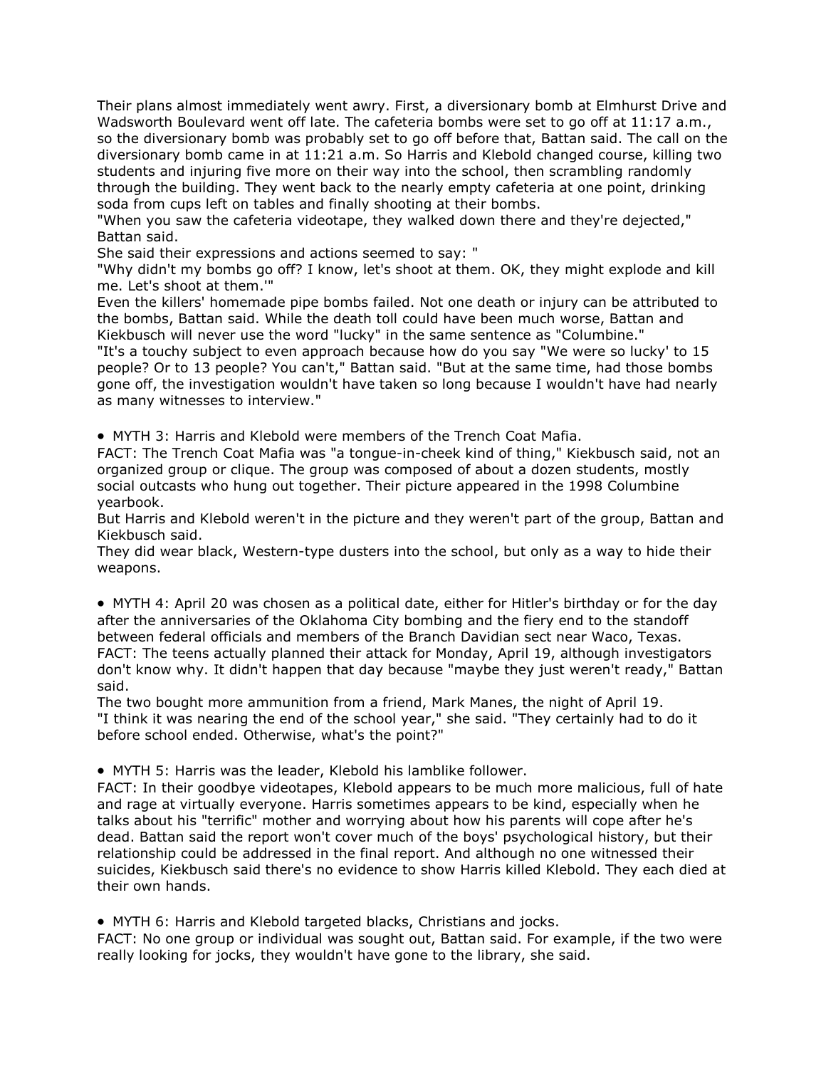Their plans almost immediately went awry. First, a diversionary bomb at Elmhurst Drive and Wadsworth Boulevard went off late. The cafeteria bombs were set to go off at 11:17 a.m., so the diversionary bomb was probably set to go off before that, Battan said. The call on the diversionary bomb came in at 11:21 a.m. So Harris and Klebold changed course, killing two students and injuring five more on their way into the school, then scrambling randomly through the building. They went back to the nearly empty cafeteria at one point, drinking soda from cups left on tables and finally shooting at their bombs.

"When you saw the cafeteria videotape, they walked down there and they're dejected," Battan said.

She said their expressions and actions seemed to say: "

"Why didn't my bombs go off? I know, let's shoot at them. OK, they might explode and kill me. Let's shoot at them.'"

Even the killers' homemade pipe bombs failed. Not one death or injury can be attributed to the bombs, Battan said. While the death toll could have been much worse, Battan and Kiekbusch will never use the word "lucky" in the same sentence as "Columbine."

"It's a touchy subject to even approach because how do you say "We were so lucky' to 15 people? Or to 13 people? You can't," Battan said. "But at the same time, had those bombs gone off, the investigation wouldn't have taken so long because I wouldn't have had nearly as many witnesses to interview."

- MYTH 3: Harris and Klebold were members of the Trench Coat Mafia.

FACT: The Trench Coat Mafia was "a tongue-in-cheek kind of thing," Kiekbusch said, not an organized group or clique. The group was composed of about a dozen students, mostly social outcasts who hung out together. Their picture appeared in the 1998 Columbine yearbook.

But Harris and Klebold weren't in the picture and they weren't part of the group, Battan and Kiekbusch said.

They did wear black, Western-type dusters into the school, but only as a way to hide their weapons.

- MYTH 4: April 20 was chosen as a political date, either for Hitler's birthday or for the day after the anniversaries of the Oklahoma City bombing and the fiery end to the standoff between federal officials and members of the Branch Davidian sect near Waco, Texas.

FACT: The teens actually planned their attack for Monday, April 19, although investigators don't know why. It didn't happen that day because "maybe they just weren't ready," Battan said.

The two bought more ammunition from a friend, Mark Manes, the night of April 19.

"I think it was nearing the end of the school year," she said. "They certainly had to do it before school ended. Otherwise, what's the point?"

- MYTH 5: Harris was the leader, Klebold his lamblike follower.

FACT: In their goodbye videotapes, Klebold appears to be much more malicious, full of hate and rage at virtually everyone. Harris sometimes appears to be kind, especially when he talks about his "terrific" mother and worrying about how his parents will cope after he's dead. Battan said the report won't cover much of the boys' psychological history, but their relationship could be addressed in the final report. And although no one witnessed their suicides, Kiekbusch said there's no evidence to show Harris killed Klebold. They each died at their own hands.

- MYTH 6: Harris and Klebold targeted blacks, Christians and jocks.

FACT: No one group or individual was sought out, Battan said. For example, if the two were really looking for jocks, they wouldn't have gone to the library, she said.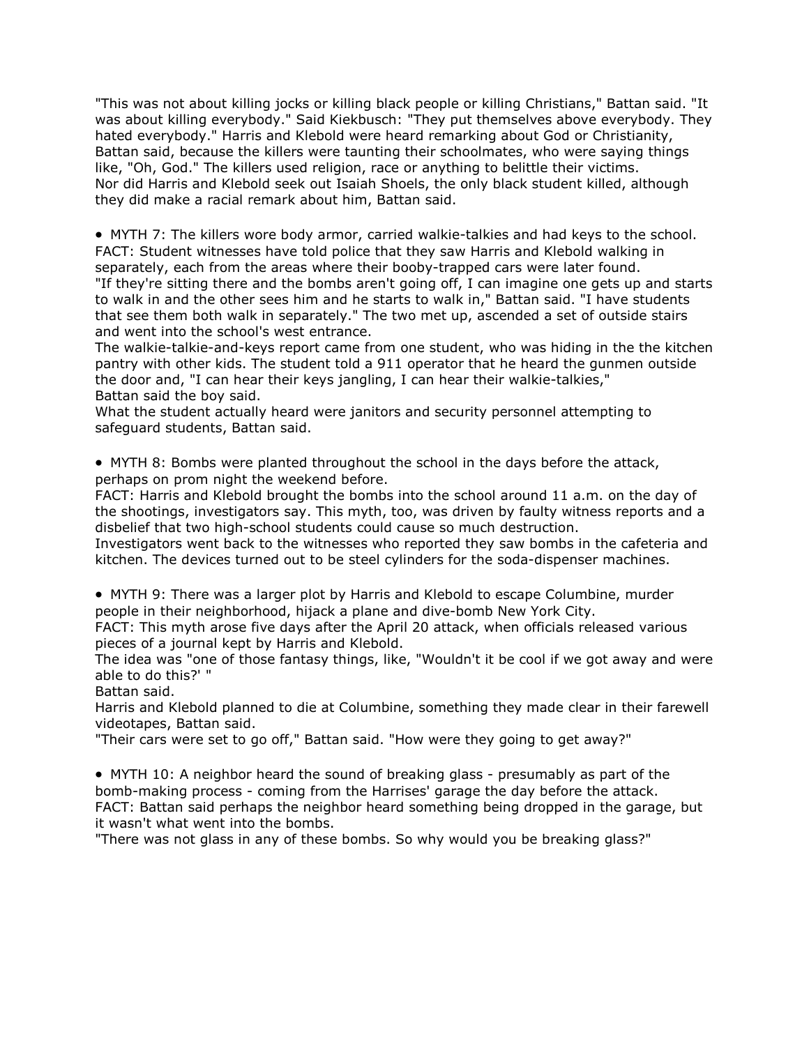"This was not about killing jocks or killing black people or killing Christians," Battan said. "It was about killing everybody." Said Kiekbusch: "They put themselves above everybody. They hated everybody." Harris and Klebold were heard remarking about God or Christianity, Battan said, because the killers were taunting their schoolmates, who were saying things like, "Oh, God." The killers used religion, race or anything to belittle their victims.
Nor did Harris and Klebold seek out Isaiah Shoels, the only black student killed, although they did make a racial remark about him, Battan said.

• MYTH 7: The killers wore body armor, carried walkie-talkies and had keys to the school.
FACT: Student witnesses have told police that they saw Harris and Klebold walking in separately, each from the areas where their booby-trapped cars were later found.
"If they're sitting there and the bombs aren't going off, I can imagine one gets up and starts to walk in and the other sees him and he starts to walk in," Battan said. "I have students that see them both walk in separately." The two met up, ascended a set of outside stairs and went into the school's west entrance.
The walkie-talkie-and-keys report came from one student, who was hiding in the the kitchen pantry with other kids. The student told a 911 operator that he heard the gunmen outside the door and, "I can hear their keys jangling, I can hear their walkie-talkies,"
Battan said the boy said.
What the student actually heard were janitors and security personnel attempting to safeguard students, Battan said.

• MYTH 8: Bombs were planted throughout the school in the days before the attack, perhaps on prom night the weekend before.
FACT: Harris and Klebold brought the bombs into the school around 11 a.m. on the day of the shootings, investigators say. This myth, too, was driven by faulty witness reports and a disbelief that two high-school students could cause so much destruction.
Investigators went back to the witnesses who reported they saw bombs in the cafeteria and kitchen. The devices turned out to be steel cylinders for the soda-dispenser machines.

• MYTH 9: There was a larger plot by Harris and Klebold to escape Columbine, murder people in their neighborhood, hijack a plane and dive-bomb New York City.
FACT: This myth arose five days after the April 20 attack, when officials released various pieces of a journal kept by Harris and Klebold.
The idea was "one of those fantasy things, like, "Wouldn't it be cool if we got away and were able to do this?' "
Battan said.
Harris and Klebold planned to die at Columbine, something they made clear in their farewell videotapes, Battan said.
"Their cars were set to go off," Battan said. "How were they going to get away?"

• MYTH 10: A neighbor heard the sound of breaking glass - presumably as part of the bomb-making process - coming from the Harrises' garage the day before the attack.
FACT: Battan said perhaps the neighbor heard something being dropped in the garage, but it wasn't what went into the bombs.
"There was not glass in any of these bombs. So why would you be breaking glass?"